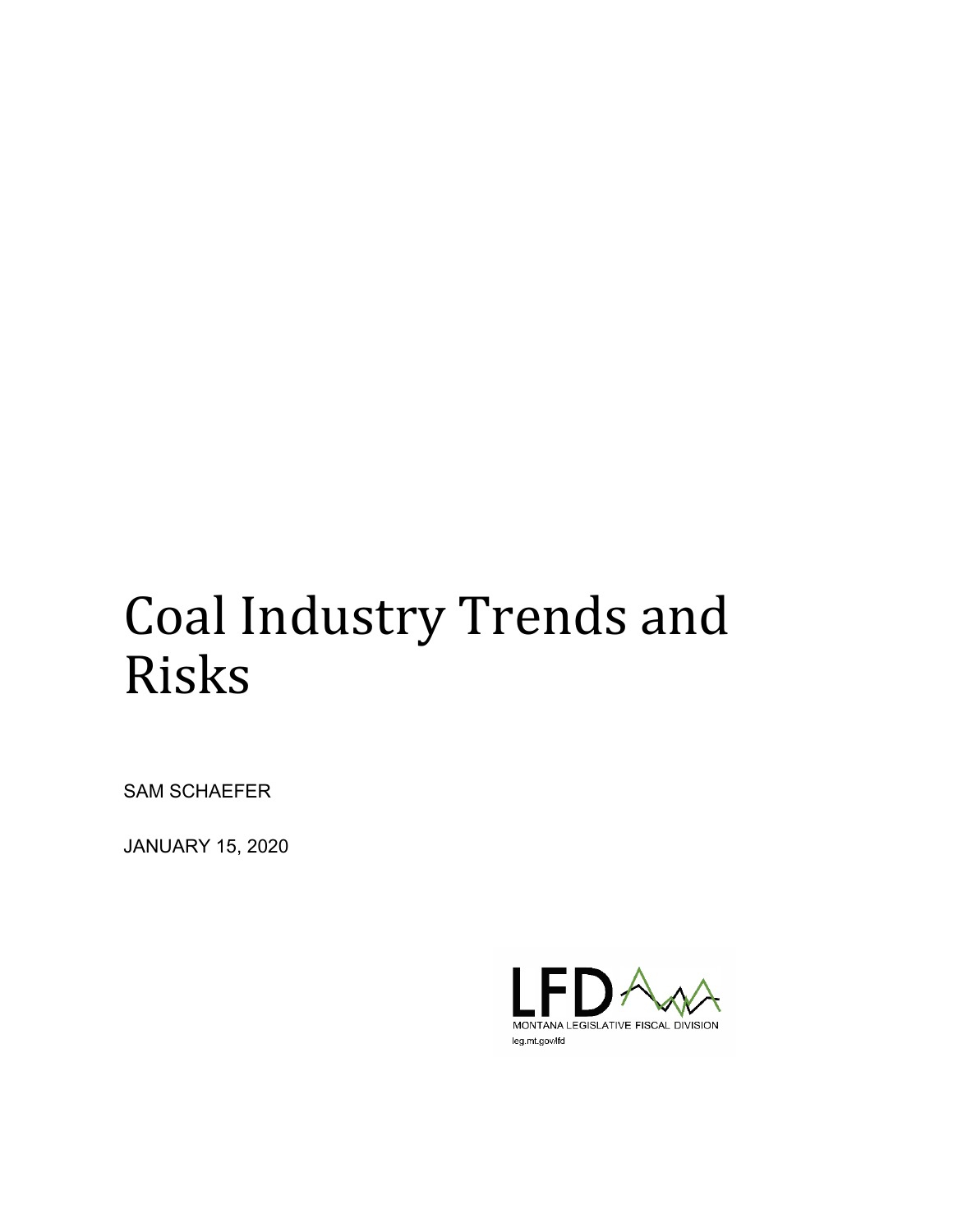# Coal Industry Trends and Risks

SAM SCHAEFER

JANUARY 15, 2020

LFD
MONTANA LEGISLATIVE FISCAL DIVISION
leg.mt.gov/lfd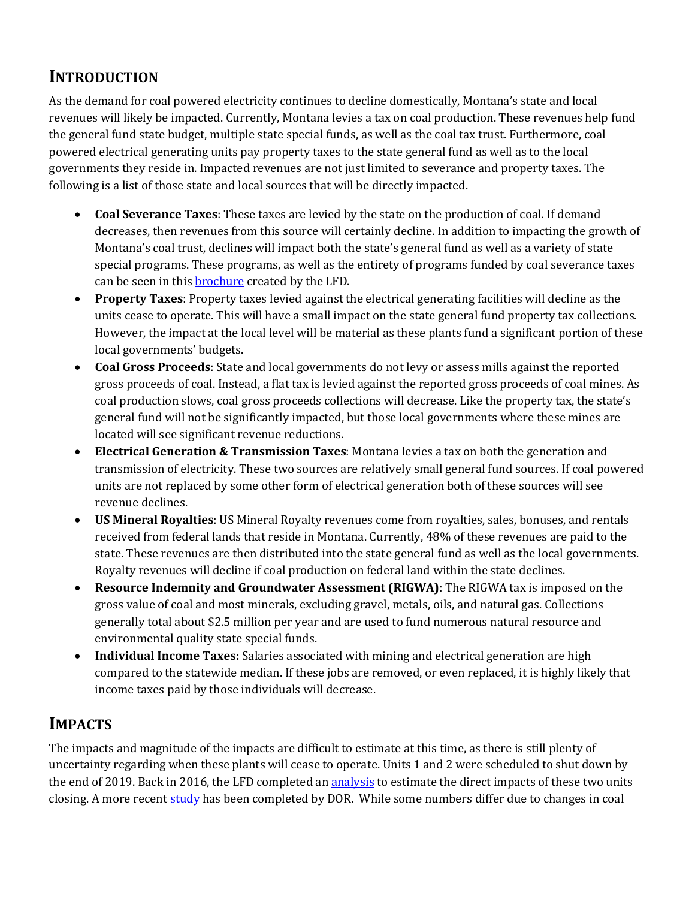## INTRODUCTION

As the demand for coal powered electricity continues to decline domestically, Montana's state and local revenues will likely be impacted. Currently, Montana levies a tax on coal production. These revenues help fund the general fund state budget, multiple state special funds, as well as the coal tax trust. Furthermore, coal powered electrical generating units pay property taxes to the state general fund as well as to the local governments they reside in. Impacted revenues are not just limited to severance and property taxes. The following is a list of those state and local sources that will be directly impacted.

- **Coal Severance Taxes**: These taxes are levied by the state on the production of coal. If demand decreases, then revenues from this source will certainly decline. In addition to impacting the growth of Montana's coal trust, declines will impact both the state's general fund as well as a variety of state special programs. These programs, as well as the entirety of programs funded by coal severance taxes can be seen in this brochure created by the LFD.
- **Property Taxes**: Property taxes levied against the electrical generating facilities will decline as the units cease to operate. This will have a small impact on the state general fund property tax collections. However, the impact at the local level will be material as these plants fund a significant portion of these local governments' budgets.
- **Coal Gross Proceeds**: State and local governments do not levy or assess mills against the reported gross proceeds of coal. Instead, a flat tax is levied against the reported gross proceeds of coal mines. As coal production slows, coal gross proceeds collections will decrease. Like the property tax, the state's general fund will not be significantly impacted, but those local governments where these mines are located will see significant revenue reductions.
- **Electrical Generation & Transmission Taxes**: Montana levies a tax on both the generation and transmission of electricity. These two sources are relatively small general fund sources. If coal powered units are not replaced by some other form of electrical generation both of these sources will see revenue declines.
- **US Mineral Royalties**: US Mineral Royalty revenues come from royalties, sales, bonuses, and rentals received from federal lands that reside in Montana. Currently, 48% of these revenues are paid to the state. These revenues are then distributed into the state general fund as well as the local governments. Royalty revenues will decline if coal production on federal land within the state declines.
- **Resource Indemnity and Groundwater Assessment (RIGWA)**: The RIGWA tax is imposed on the gross value of coal and most minerals, excluding gravel, metals, oils, and natural gas. Collections generally total about $2.5 million per year and are used to fund numerous natural resource and environmental quality state special funds.
- **Individual Income Taxes:** Salaries associated with mining and electrical generation are high compared to the statewide median. If these jobs are removed, or even replaced, it is highly likely that income taxes paid by those individuals will decrease.

## IMPACTS

The impacts and magnitude of the impacts are difficult to estimate at this time, as there is still plenty of uncertainty regarding when these plants will cease to operate. Units 1 and 2 were scheduled to shut down by the end of 2019. Back in 2016, the LFD completed an analysis to estimate the direct impacts of these two units closing. A more recent study has been completed by DOR. While some numbers differ due to changes in coal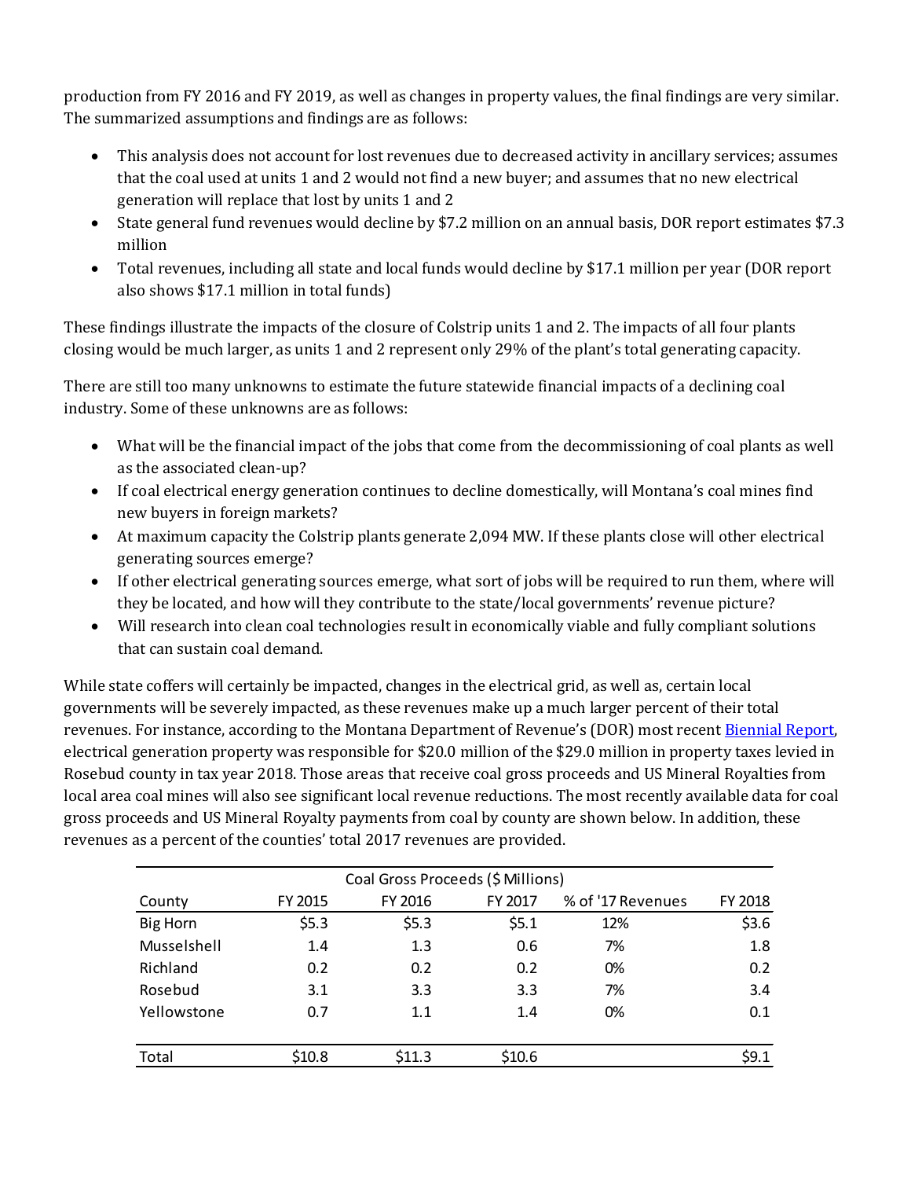production from FY 2016 and FY 2019, as well as changes in property values, the final findings are very similar. The summarized assumptions and findings are as follows:

- This analysis does not account for lost revenues due to decreased activity in ancillary services; assumes that the coal used at units 1 and 2 would not find a new buyer; and assumes that no new electrical generation will replace that lost by units 1 and 2
- State general fund revenues would decline by $7.2 million on an annual basis, DOR report estimates $7.3 million
- Total revenues, including all state and local funds would decline by $17.1 million per year (DOR report also shows $17.1 million in total funds)

These findings illustrate the impacts of the closure of Colstrip units 1 and 2. The impacts of all four plants closing would be much larger, as units 1 and 2 represent only 29% of the plant's total generating capacity.

There are still too many unknowns to estimate the future statewide financial impacts of a declining coal industry. Some of these unknowns are as follows:

- What will be the financial impact of the jobs that come from the decommissioning of coal plants as well as the associated clean-up?
- If coal electrical energy generation continues to decline domestically, will Montana's coal mines find new buyers in foreign markets?
- At maximum capacity the Colstrip plants generate 2,094 MW. If these plants close will other electrical generating sources emerge?
- If other electrical generating sources emerge, what sort of jobs will be required to run them, where will they be located, and how will they contribute to the state/local governments' revenue picture?
- Will research into clean coal technologies result in economically viable and fully compliant solutions that can sustain coal demand.

While state coffers will certainly be impacted, changes in the electrical grid, as well as, certain local governments will be severely impacted, as these revenues make up a much larger percent of their total revenues. For instance, according to the Montana Department of Revenue's (DOR) most recent Biennial Report, electrical generation property was responsible for $20.0 million of the $29.0 million in property taxes levied in Rosebud county in tax year 2018. Those areas that receive coal gross proceeds and US Mineral Royalties from local area coal mines will also see significant local revenue reductions. The most recently available data for coal gross proceeds and US Mineral Royalty payments from coal by county are shown below. In addition, these revenues as a percent of the counties' total 2017 revenues are provided.

| Coal Gross Proceeds ($ Millions) | | | | | |
|---|---|---|---|---|---|
| County | FY 2015 | FY 2016 | FY 2017 | % of '17 Revenues | FY 2018 |
| Big Horn | $5.3 | $5.3 | $5.1 | 12% | $3.6 |
| Musselshell | 1.4 | 1.3 | 0.6 | 7% | 1.8 |
| Richland | 0.2 | 0.2 | 0.2 | 0% | 0.2 |
| Rosebud | 3.1 | 3.3 | 3.3 | 7% | 3.4 |
| Yellowstone | 0.7 | 1.1 | 1.4 | 0% | 0.1 |
| Total | $10.8 | $11.3 | $10.6 | | $9.1 |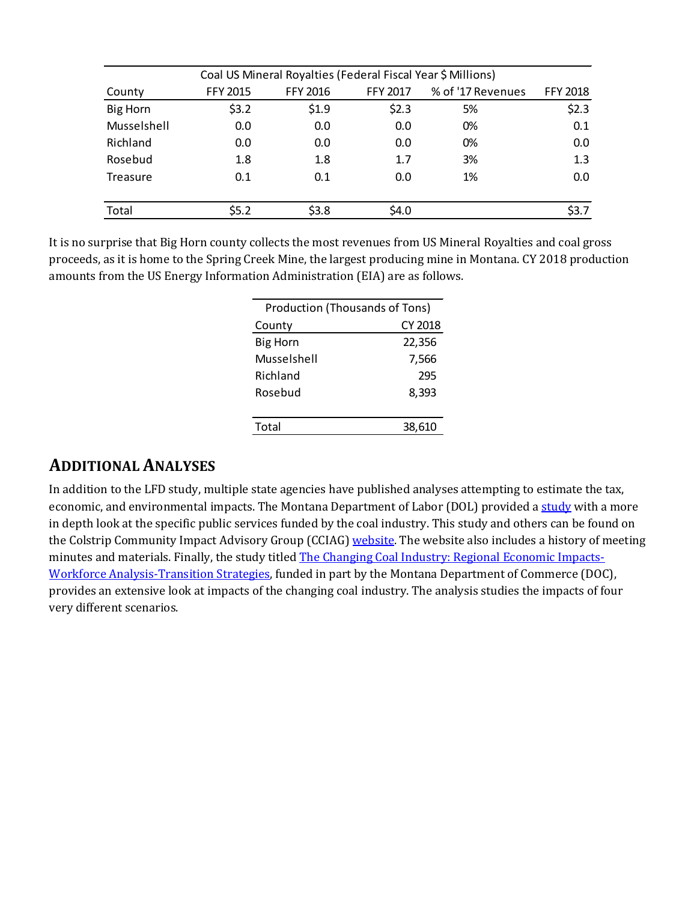| Coal US Mineral Royalties (Federal Fiscal Year $ Millions) | | | | | |
| --- | --- | --- | --- | --- | --- |
| County | FFY 2015 | FFY 2016 | FFY 2017 | % of '17 Revenues | FFY 2018 |
| Big Horn | $3.2 | $1.9 | $2.3 | 5% | $2.3 |
| Musselshell | 0.0 | 0.0 | 0.0 | 0% | 0.1 |
| Richland | 0.0 | 0.0 | 0.0 | 0% | 0.0 |
| Rosebud | 1.8 | 1.8 | 1.7 | 3% | 1.3 |
| Treasure | 0.1 | 0.1 | 0.0 | 1% | 0.0 |
| Total | $5.2 | $3.8 | $4.0 | | $3.7 |

It is no surprise that Big Horn county collects the most revenues from US Mineral Royalties and coal gross proceeds, as it is home to the Spring Creek Mine, the largest producing mine in Montana. CY 2018 production amounts from the US Energy Information Administration (EIA) are as follows.

| Production (Thousands of Tons) | |
| --- | --- |
| County | CY 2018 |
| Big Horn | 22,356 |
| Musselshell | 7,566 |
| Richland | 295 |
| Rosebud | 8,393 |
| Total | 38,610 |

## Additional Analyses

In addition to the LFD study, multiple state agencies have published analyses attempting to estimate the tax, economic, and environmental impacts. The Montana Department of Labor (DOL) provided a study with a more in depth look at the specific public services funded by the coal industry. This study and others can be found on the Colstrip Community Impact Advisory Group (CCIAG) website. The website also includes a history of meeting minutes and materials. Finally, the study titled The Changing Coal Industry: Regional Economic Impacts-Workforce Analysis-Transition Strategies, funded in part by the Montana Department of Commerce (DOC), provides an extensive look at impacts of the changing coal industry. The analysis studies the impacts of four very different scenarios.